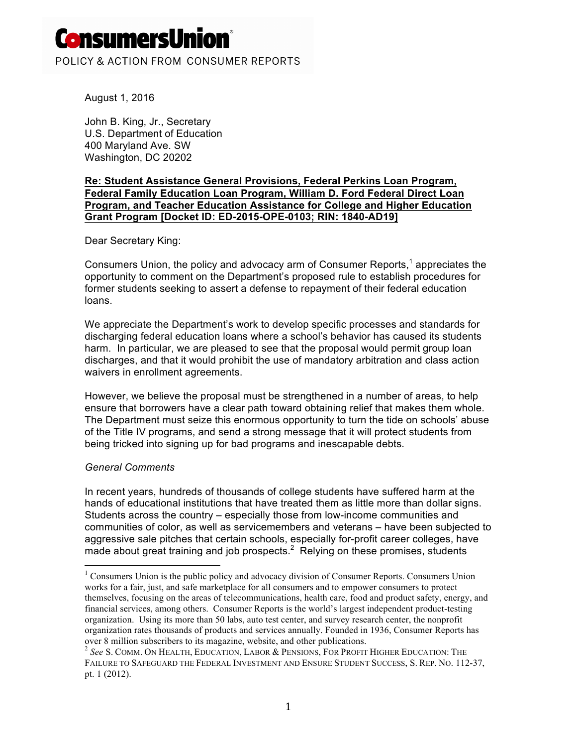# ConsumersUnion

POLICY & ACTION FROM CONSUMER REPORTS

August 1, 2016

John B. King, Jr., Secretary
U.S. Department of Education
400 Maryland Ave. SW
Washington, DC 20202

**Re: Student Assistance General Provisions, Federal Perkins Loan Program, Federal Family Education Loan Program, William D. Ford Federal Direct Loan Program, and Teacher Education Assistance for College and Higher Education Grant Program [Docket ID: ED-2015-OPE-0103; RIN: 1840-AD19]**

Dear Secretary King:

Consumers Union, the policy and advocacy arm of Consumer Reports,[1] appreciates the opportunity to comment on the Department's proposed rule to establish procedures for former students seeking to assert a defense to repayment of their federal education loans.

We appreciate the Department's work to develop specific processes and standards for discharging federal education loans where a school's behavior has caused its students harm. In particular, we are pleased to see that the proposal would permit group loan discharges, and that it would prohibit the use of mandatory arbitration and class action waivers in enrollment agreements.

However, we believe the proposal must be strengthened in a number of areas, to help ensure that borrowers have a clear path toward obtaining relief that makes them whole. The Department must seize this enormous opportunity to turn the tide on schools' abuse of the Title IV programs, and send a strong message that it will protect students from being tricked into signing up for bad programs and inescapable debts.

*General Comments*

In recent years, hundreds of thousands of college students have suffered harm at the hands of educational institutions that have treated them as little more than dollar signs. Students across the country – especially those from low-income communities and communities of color, as well as servicemembers and veterans – have been subjected to aggressive sale pitches that certain schools, especially for-profit career colleges, have made about great training and job prospects.[2] Relying on these promises, students

---

[1] Consumers Union is the public policy and advocacy division of Consumer Reports. Consumers Union works for a fair, just, and safe marketplace for all consumers and to empower consumers to protect themselves, focusing on the areas of telecommunications, health care, food and product safety, energy, and financial services, among others. Consumer Reports is the world's largest independent product-testing organization. Using its more than 50 labs, auto test center, and survey research center, the nonprofit organization rates thousands of products and services annually. Founded in 1936, Consumer Reports has over 8 million subscribers to its magazine, website, and other publications.

[2] *See* S. COMM. ON HEALTH, EDUCATION, LABOR & PENSIONS, FOR PROFIT HIGHER EDUCATION: THE FAILURE TO SAFEGUARD THE FEDERAL INVESTMENT AND ENSURE STUDENT SUCCESS, S. REP. NO. 112-37, pt. 1 (2012).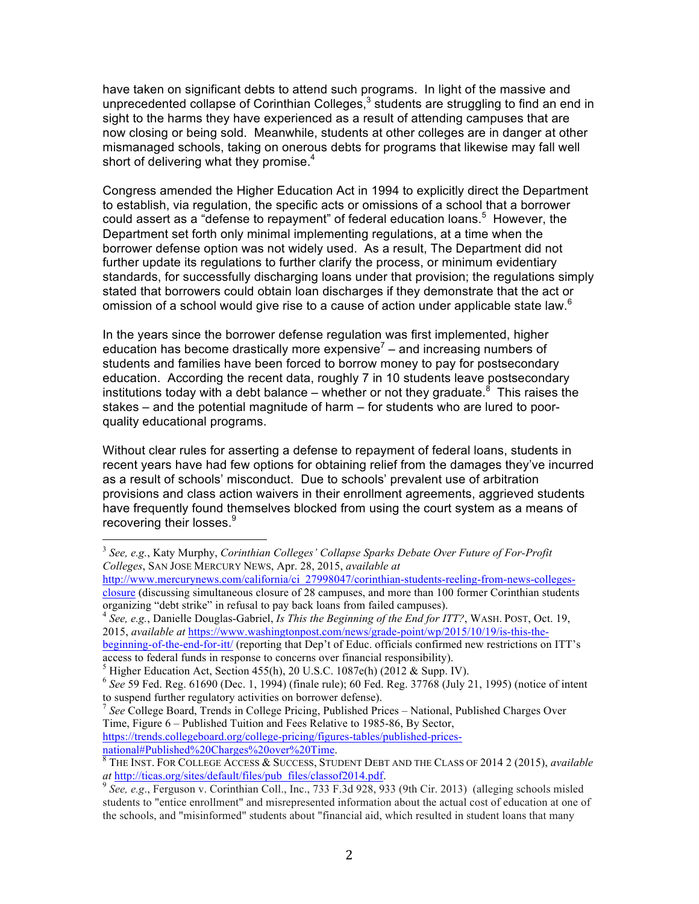have taken on significant debts to attend such programs. In light of the massive and unprecedented collapse of Corinthian Colleges,[3] students are struggling to find an end in sight to the harms they have experienced as a result of attending campuses that are now closing or being sold. Meanwhile, students at other colleges are in danger at other mismanaged schools, taking on onerous debts for programs that likewise may fall well short of delivering what they promise.[4]

Congress amended the Higher Education Act in 1994 to explicitly direct the Department to establish, via regulation, the specific acts or omissions of a school that a borrower could assert as a "defense to repayment" of federal education loans.[5] However, the Department set forth only minimal implementing regulations, at a time when the borrower defense option was not widely used. As a result, The Department did not further update its regulations to further clarify the process, or minimum evidentiary standards, for successfully discharging loans under that provision; the regulations simply stated that borrowers could obtain loan discharges if they demonstrate that the act or omission of a school would give rise to a cause of action under applicable state law.[6]

In the years since the borrower defense regulation was first implemented, higher education has become drastically more expensive[7] – and increasing numbers of students and families have been forced to borrow money to pay for postsecondary education. According the recent data, roughly 7 in 10 students leave postsecondary institutions today with a debt balance – whether or not they graduate.[8] This raises the stakes – and the potential magnitude of harm – for students who are lured to poor-quality educational programs.

Without clear rules for asserting a defense to repayment of federal loans, students in recent years have had few options for obtaining relief from the damages they've incurred as a result of schools' misconduct. Due to schools' prevalent use of arbitration provisions and class action waivers in their enrollment agreements, aggrieved students have frequently found themselves blocked from using the court system as a means of recovering their losses.[9]

---

[3] *See, e.g.*, Katy Murphy, *Corinthian Colleges' Collapse Sparks Debate Over Future of For-Profit Colleges*, SAN JOSE MERCURY NEWS, Apr. 28, 2015, *available at* http://www.mercurynews.com/california/ci_27998047/corinthian-students-reeling-from-news-colleges-closure (discussing simultaneous closure of 28 campuses, and more than 100 former Corinthian students organizing "debt strike" in refusal to pay back loans from failed campuses).

[4] *See, e.g.*, Danielle Douglas-Gabriel, *Is This the Beginning of the End for ITT?*, WASH. POST, Oct. 19, 2015, *available at* https://www.washingtonpost.com/news/grade-point/wp/2015/10/19/is-this-the-beginning-of-the-end-for-itt/ (reporting that Dep't of Educ. officials confirmed new restrictions on ITT's access to federal funds in response to concerns over financial responsibility).

[5] Higher Education Act, Section 455(h), 20 U.S.C. 1087e(h) (2012 & Supp. IV).

[6] *See* 59 Fed. Reg. 61690 (Dec. 1, 1994) (finale rule); 60 Fed. Reg. 37768 (July 21, 1995) (notice of intent to suspend further regulatory activities on borrower defense).

[7] *See* College Board, Trends in College Pricing, Published Prices – National, Published Charges Over Time, Figure 6 – Published Tuition and Fees Relative to 1985-86, By Sector, https://trends.collegeboard.org/college-pricing/figures-tables/published-prices-national#Published%20Charges%20over%20Time.

[8] THE INST. FOR COLLEGE ACCESS & SUCCESS, STUDENT DEBT AND THE CLASS OF 2014 2 (2015), *available at* http://ticas.org/sites/default/files/pub_files/classof2014.pdf.

[9] *See, e.g.*, Ferguson v. Corinthian Coll., Inc., 733 F.3d 928, 933 (9th Cir. 2013) (alleging schools misled students to "entice enrollment" and misrepresented information about the actual cost of education at one of the schools, and "misinformed" students about "financial aid, which resulted in student loans that many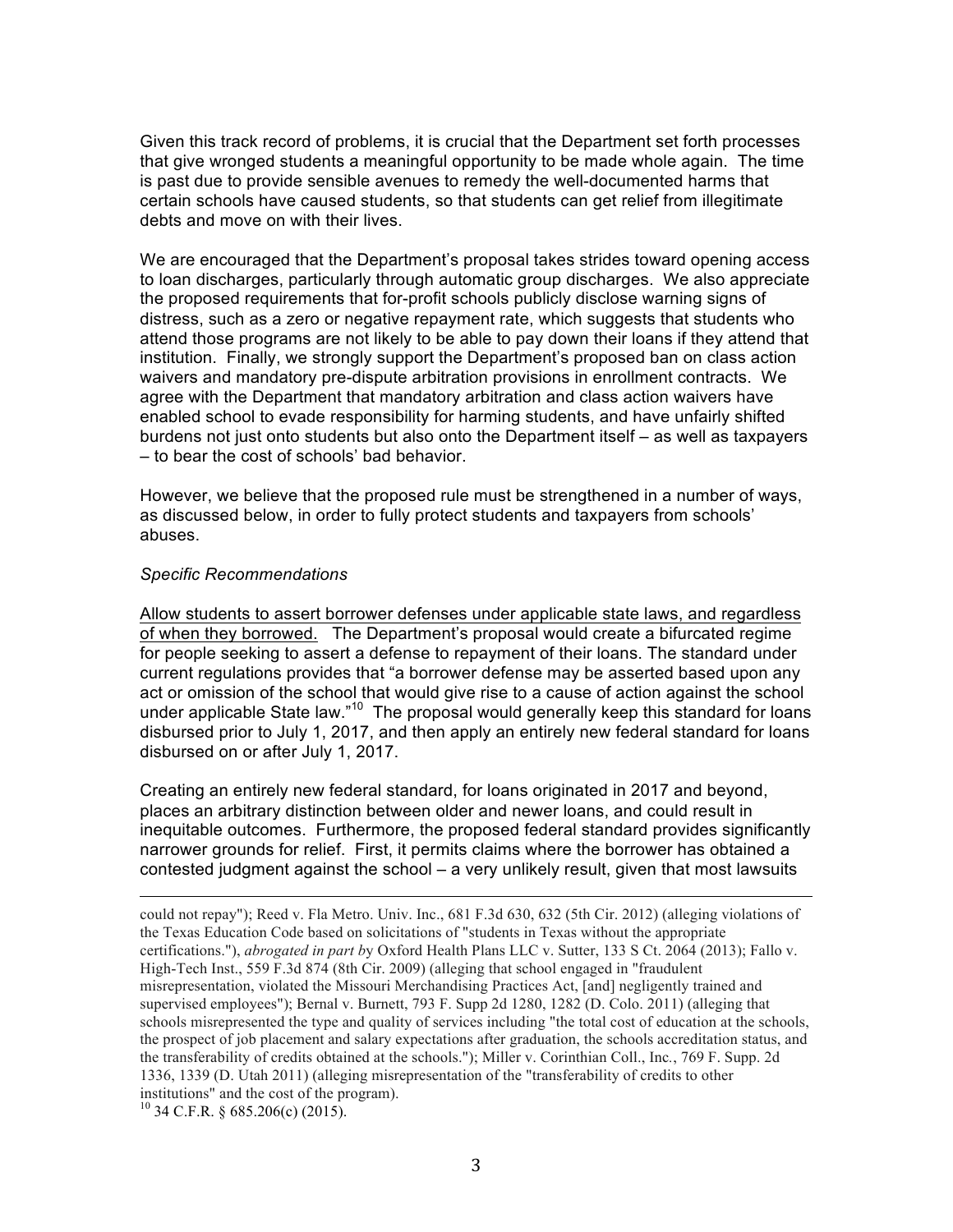Given this track record of problems, it is crucial that the Department set forth processes that give wronged students a meaningful opportunity to be made whole again. The time is past due to provide sensible avenues to remedy the well-documented harms that certain schools have caused students, so that students can get relief from illegitimate debts and move on with their lives.

We are encouraged that the Department's proposal takes strides toward opening access to loan discharges, particularly through automatic group discharges. We also appreciate the proposed requirements that for-profit schools publicly disclose warning signs of distress, such as a zero or negative repayment rate, which suggests that students who attend those programs are not likely to be able to pay down their loans if they attend that institution. Finally, we strongly support the Department's proposed ban on class action waivers and mandatory pre-dispute arbitration provisions in enrollment contracts. We agree with the Department that mandatory arbitration and class action waivers have enabled school to evade responsibility for harming students, and have unfairly shifted burdens not just onto students but also onto the Department itself – as well as taxpayers – to bear the cost of schools' bad behavior.

However, we believe that the proposed rule must be strengthened in a number of ways, as discussed below, in order to fully protect students and taxpayers from schools' abuses.

*Specific Recommendations*

<u>Allow students to assert borrower defenses under applicable state laws, and regardless of when they borrowed.</u> The Department's proposal would create a bifurcated regime for people seeking to assert a defense to repayment of their loans. The standard under current regulations provides that "a borrower defense may be asserted based upon any act or omission of the school that would give rise to a cause of action against the school under applicable State law."[10] The proposal would generally keep this standard for loans disbursed prior to July 1, 2017, and then apply an entirely new federal standard for loans disbursed on or after July 1, 2017.

Creating an entirely new federal standard, for loans originated in 2017 and beyond, places an arbitrary distinction between older and newer loans, and could result in inequitable outcomes. Furthermore, the proposed federal standard provides significantly narrower grounds for relief. First, it permits claims where the borrower has obtained a contested judgment against the school – a very unlikely result, given that most lawsuits

---

could not repay"); Reed v. Fla Metro. Univ. Inc., 681 F.3d 630, 632 (5th Cir. 2012) (alleging violations of the Texas Education Code based on solicitations of "students in Texas without the appropriate certifications."), *abrogated in part by* Oxford Health Plans LLC v. Sutter, 133 S Ct. 2064 (2013); Fallo v. High-Tech Inst., 559 F.3d 874 (8th Cir. 2009) (alleging that school engaged in "fraudulent misrepresentation, violated the Missouri Merchandising Practices Act, [and] negligently trained and supervised employees"); Bernal v. Burnett, 793 F. Supp 2d 1280, 1282 (D. Colo. 2011) (alleging that schools misrepresented the type and quality of services including "the total cost of education at the schools, the prospect of job placement and salary expectations after graduation, the schools accreditation status, and the transferability of credits obtained at the schools."); Miller v. Corinthian Coll., Inc., 769 F. Supp. 2d 1336, 1339 (D. Utah 2011) (alleging misrepresentation of the "transferability of credits to other institutions" and the cost of the program).

[10] 34 C.F.R. § 685.206(c) (2015).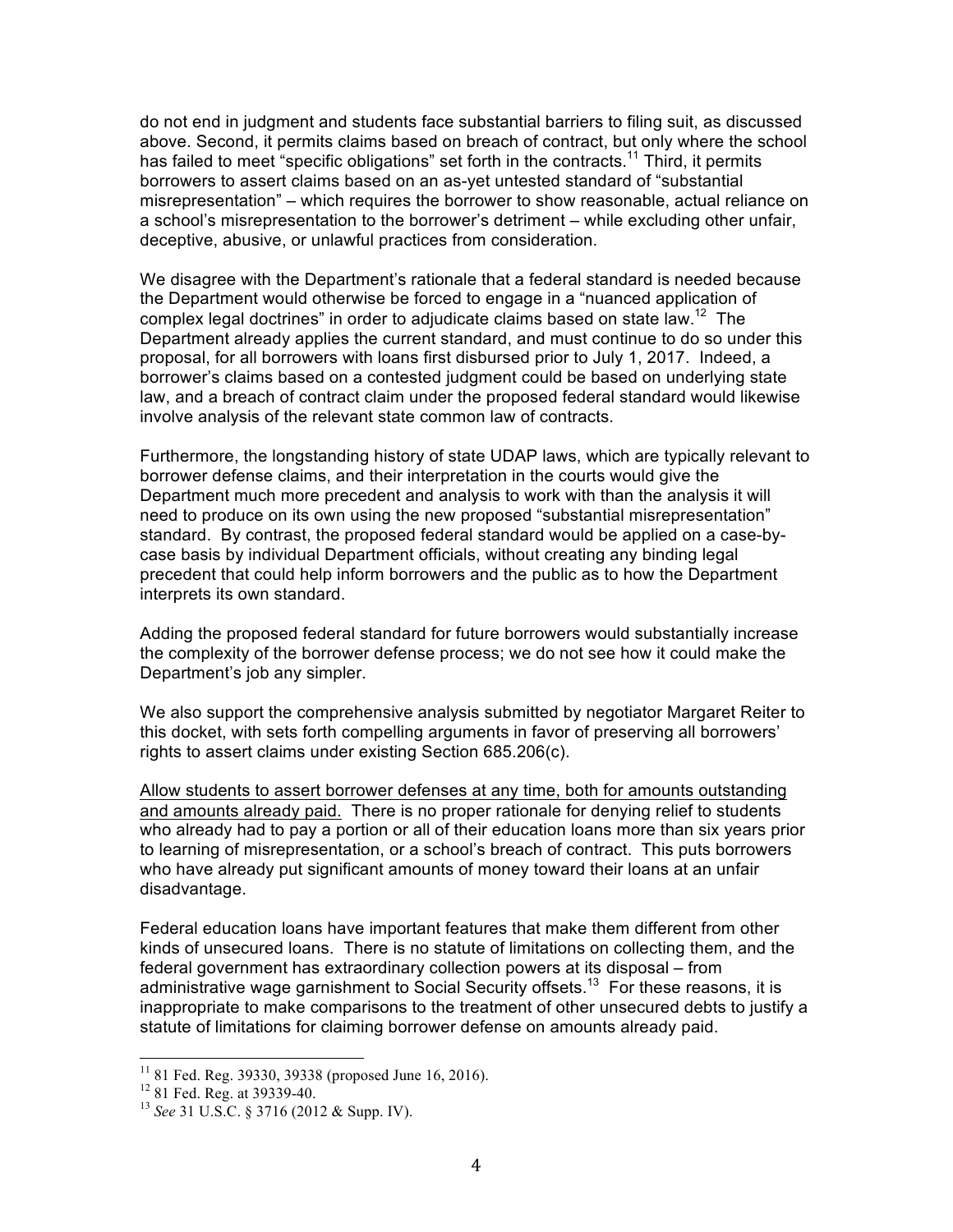do not end in judgment and students face substantial barriers to filing suit, as discussed above. Second, it permits claims based on breach of contract, but only where the school has failed to meet "specific obligations" set forth in the contracts.[11] Third, it permits borrowers to assert claims based on an as-yet untested standard of "substantial misrepresentation" – which requires the borrower to show reasonable, actual reliance on a school's misrepresentation to the borrower's detriment – while excluding other unfair, deceptive, abusive, or unlawful practices from consideration.

We disagree with the Department's rationale that a federal standard is needed because the Department would otherwise be forced to engage in a "nuanced application of complex legal doctrines" in order to adjudicate claims based on state law.[12] The Department already applies the current standard, and must continue to do so under this proposal, for all borrowers with loans first disbursed prior to July 1, 2017. Indeed, a borrower's claims based on a contested judgment could be based on underlying state law, and a breach of contract claim under the proposed federal standard would likewise involve analysis of the relevant state common law of contracts.

Furthermore, the longstanding history of state UDAP laws, which are typically relevant to borrower defense claims, and their interpretation in the courts would give the Department much more precedent and analysis to work with than the analysis it will need to produce on its own using the new proposed "substantial misrepresentation" standard. By contrast, the proposed federal standard would be applied on a case-by-case basis by individual Department officials, without creating any binding legal precedent that could help inform borrowers and the public as to how the Department interprets its own standard.

Adding the proposed federal standard for future borrowers would substantially increase the complexity of the borrower defense process; we do not see how it could make the Department's job any simpler.

We also support the comprehensive analysis submitted by negotiator Margaret Reiter to this docket, with sets forth compelling arguments in favor of preserving all borrowers' rights to assert claims under existing Section 685.206(c).

<u>Allow students to assert borrower defenses at any time, both for amounts outstanding and amounts already paid.</u> There is no proper rationale for denying relief to students who already had to pay a portion or all of their education loans more than six years prior to learning of misrepresentation, or a school's breach of contract. This puts borrowers who have already put significant amounts of money toward their loans at an unfair disadvantage.

Federal education loans have important features that make them different from other kinds of unsecured loans. There is no statute of limitations on collecting them, and the federal government has extraordinary collection powers at its disposal – from administrative wage garnishment to Social Security offsets.[13] For these reasons, it is inappropriate to make comparisons to the treatment of other unsecured debts to justify a statute of limitations for claiming borrower defense on amounts already paid.

---

[11] 81 Fed. Reg. 39330, 39338 (proposed June 16, 2016).

[12] 81 Fed. Reg. at 39339-40.

[13] *See* 31 U.S.C. § 3716 (2012 & Supp. IV).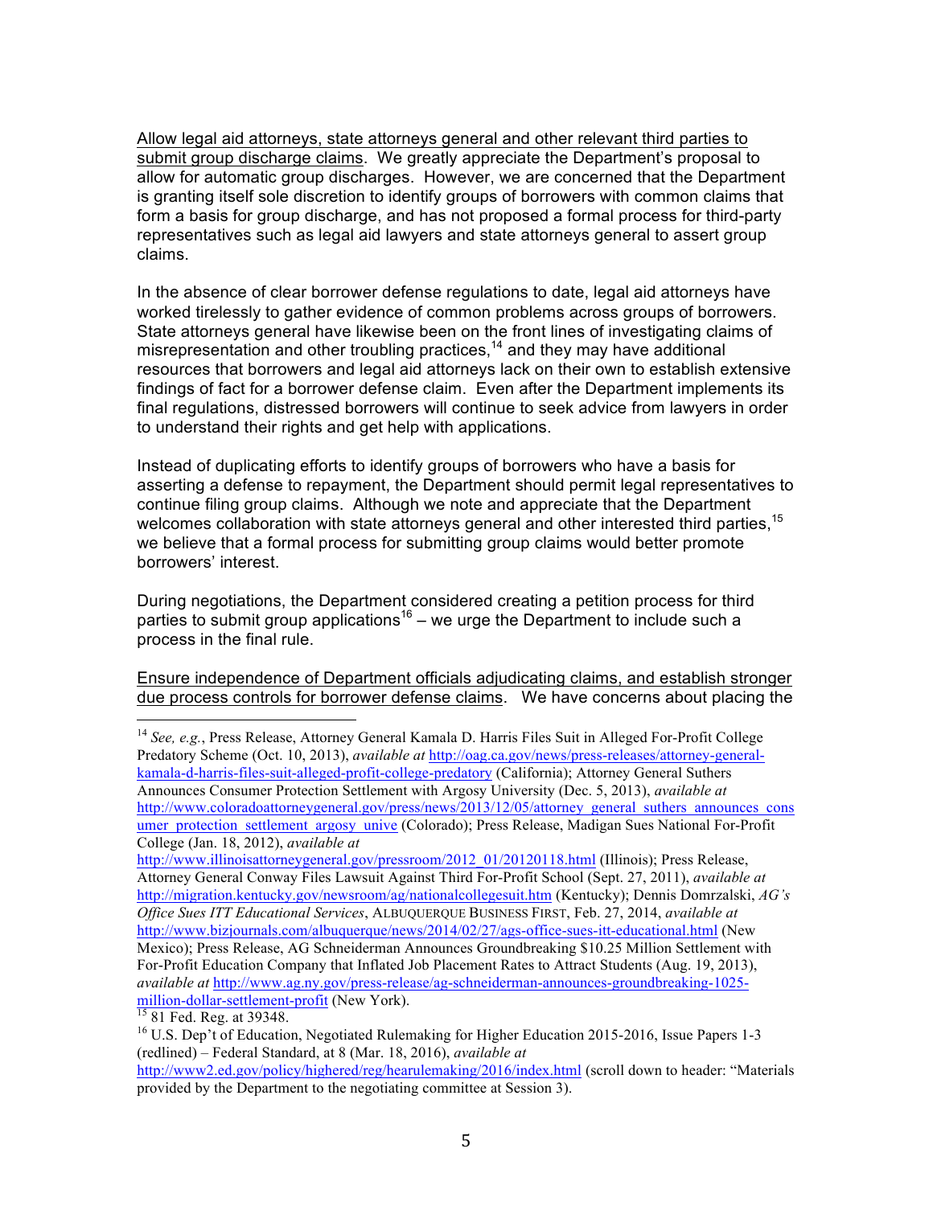<u>Allow legal aid attorneys, state attorneys general and other relevant third parties to submit group discharge claims</u>. We greatly appreciate the Department's proposal to allow for automatic group discharges. However, we are concerned that the Department is granting itself sole discretion to identify groups of borrowers with common claims that form a basis for group discharge, and has not proposed a formal process for third-party representatives such as legal aid lawyers and state attorneys general to assert group claims.

In the absence of clear borrower defense regulations to date, legal aid attorneys have worked tirelessly to gather evidence of common problems across groups of borrowers. State attorneys general have likewise been on the front lines of investigating claims of misrepresentation and other troubling practices,[14] and they may have additional resources that borrowers and legal aid attorneys lack on their own to establish extensive findings of fact for a borrower defense claim. Even after the Department implements its final regulations, distressed borrowers will continue to seek advice from lawyers in order to understand their rights and get help with applications.

Instead of duplicating efforts to identify groups of borrowers who have a basis for asserting a defense to repayment, the Department should permit legal representatives to continue filing group claims. Although we note and appreciate that the Department welcomes collaboration with state attorneys general and other interested third parties,[15] we believe that a formal process for submitting group claims would better promote borrowers' interest.

During negotiations, the Department considered creating a petition process for third parties to submit group applications[16] – we urge the Department to include such a process in the final rule.

<u>Ensure independence of Department officials adjudicating claims, and establish stronger due process controls for borrower defense claims</u>. We have concerns about placing the

---

[14] *See, e.g.*, Press Release, Attorney General Kamala D. Harris Files Suit in Alleged For-Profit College Predatory Scheme (Oct. 10, 2013), *available at* http://oag.ca.gov/news/press-releases/attorney-general-kamala-d-harris-files-suit-alleged-profit-college-predatory (California); Attorney General Suthers Announces Consumer Protection Settlement with Argosy University (Dec. 5, 2013), *available at* http://www.coloradoattorneygeneral.gov/press/news/2013/12/05/attorney_general_suthers_announces_consumer_protection_settlement_argosy_unive (Colorado); Press Release, Madigan Sues National For-Profit College (Jan. 18, 2012), *available at* http://www.illinoisattorneygeneral.gov/pressroom/2012_01/20120118.html (Illinois); Press Release, Attorney General Conway Files Lawsuit Against Third For-Profit School (Sept. 27, 2011), *available at* http://migration.kentucky.gov/newsroom/ag/nationalcollegesuit.htm (Kentucky); Dennis Domrzalski, *AG's Office Sues ITT Educational Services*, ALBUQUERQUE BUSINESS FIRST, Feb. 27, 2014, *available at* http://www.bizjournals.com/albuquerque/news/2014/02/27/ags-office-sues-itt-educational.html (New Mexico); Press Release, AG Schneiderman Announces Groundbreaking $10.25 Million Settlement with For-Profit Education Company that Inflated Job Placement Rates to Attract Students (Aug. 19, 2013), *available at* http://www.ag.ny.gov/press-release/ag-schneiderman-announces-groundbreaking-1025-million-dollar-settlement-profit (New York).

[15] 81 Fed. Reg. at 39348.

[16] U.S. Dep't of Education, Negotiated Rulemaking for Higher Education 2015-2016, Issue Papers 1-3 (redlined) – Federal Standard, at 8 (Mar. 18, 2016), *available at* http://www2.ed.gov/policy/highered/reg/hearulemaking/2016/index.html (scroll down to header: "Materials provided by the Department to the negotiating committee at Session 3).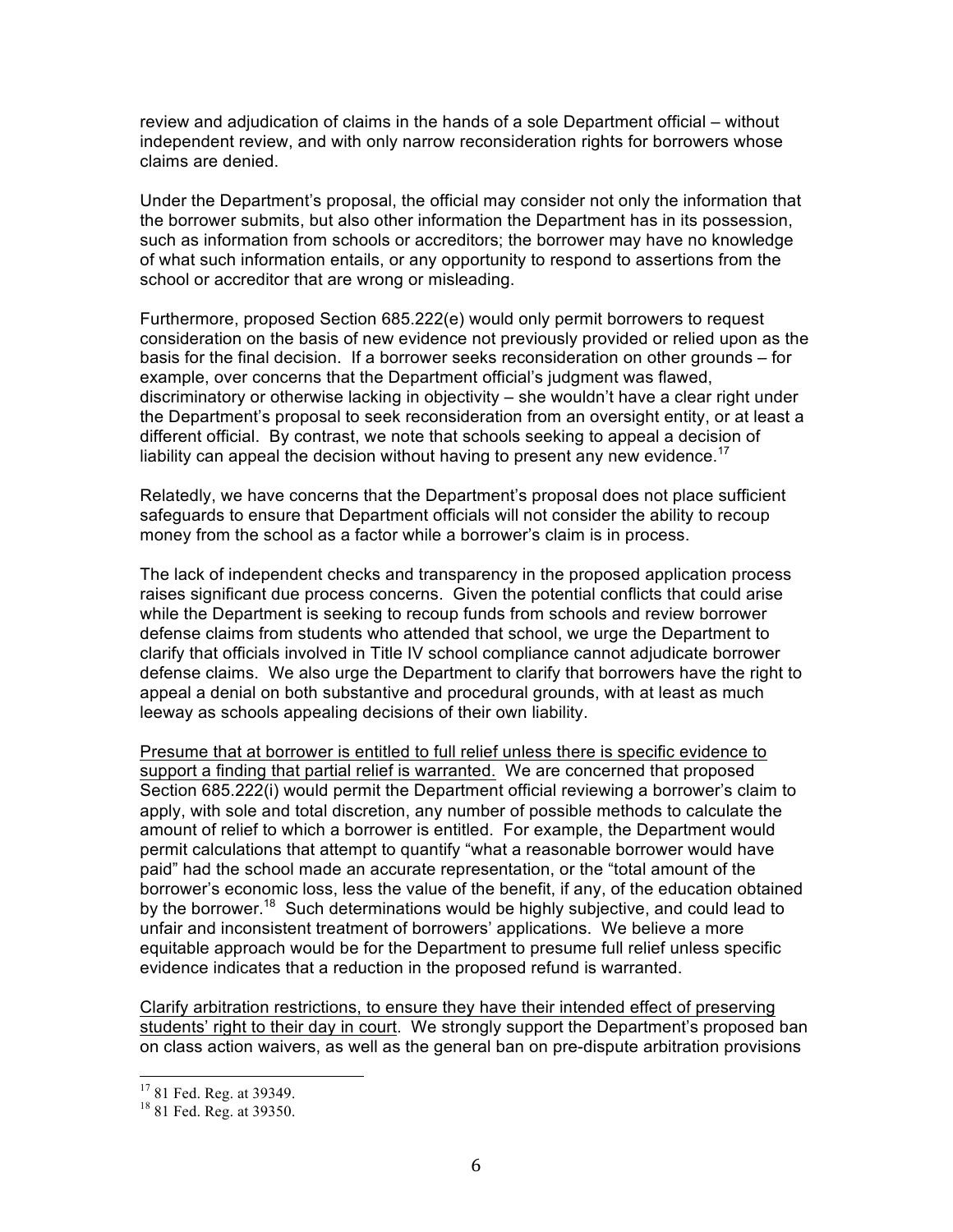review and adjudication of claims in the hands of a sole Department official – without independent review, and with only narrow reconsideration rights for borrowers whose claims are denied.

Under the Department's proposal, the official may consider not only the information that the borrower submits, but also other information the Department has in its possession, such as information from schools or accreditors; the borrower may have no knowledge of what such information entails, or any opportunity to respond to assertions from the school or accreditor that are wrong or misleading.

Furthermore, proposed Section 685.222(e) would only permit borrowers to request consideration on the basis of new evidence not previously provided or relied upon as the basis for the final decision. If a borrower seeks reconsideration on other grounds – for example, over concerns that the Department official's judgment was flawed, discriminatory or otherwise lacking in objectivity – she wouldn't have a clear right under the Department's proposal to seek reconsideration from an oversight entity, or at least a different official. By contrast, we note that schools seeking to appeal a decision of liability can appeal the decision without having to present any new evidence.[17]

Relatedly, we have concerns that the Department's proposal does not place sufficient safeguards to ensure that Department officials will not consider the ability to recoup money from the school as a factor while a borrower's claim is in process.

The lack of independent checks and transparency in the proposed application process raises significant due process concerns. Given the potential conflicts that could arise while the Department is seeking to recoup funds from schools and review borrower defense claims from students who attended that school, we urge the Department to clarify that officials involved in Title IV school compliance cannot adjudicate borrower defense claims. We also urge the Department to clarify that borrowers have the right to appeal a denial on both substantive and procedural grounds, with at least as much leeway as schools appealing decisions of their own liability.

<u>Presume that at borrower is entitled to full relief unless there is specific evidence to support a finding that partial relief is warranted.</u> We are concerned that proposed Section 685.222(i) would permit the Department official reviewing a borrower's claim to apply, with sole and total discretion, any number of possible methods to calculate the amount of relief to which a borrower is entitled. For example, the Department would permit calculations that attempt to quantify "what a reasonable borrower would have paid" had the school made an accurate representation, or the "total amount of the borrower's economic loss, less the value of the benefit, if any, of the education obtained by the borrower.[18] Such determinations would be highly subjective, and could lead to unfair and inconsistent treatment of borrowers' applications. We believe a more equitable approach would be for the Department to presume full relief unless specific evidence indicates that a reduction in the proposed refund is warranted.

<u>Clarify arbitration restrictions, to ensure they have their intended effect of preserving students' right to their day in court</u>. We strongly support the Department's proposed ban on class action waivers, as well as the general ban on pre-dispute arbitration provisions

---

[17] 81 Fed. Reg. at 39349.

[18] 81 Fed. Reg. at 39350.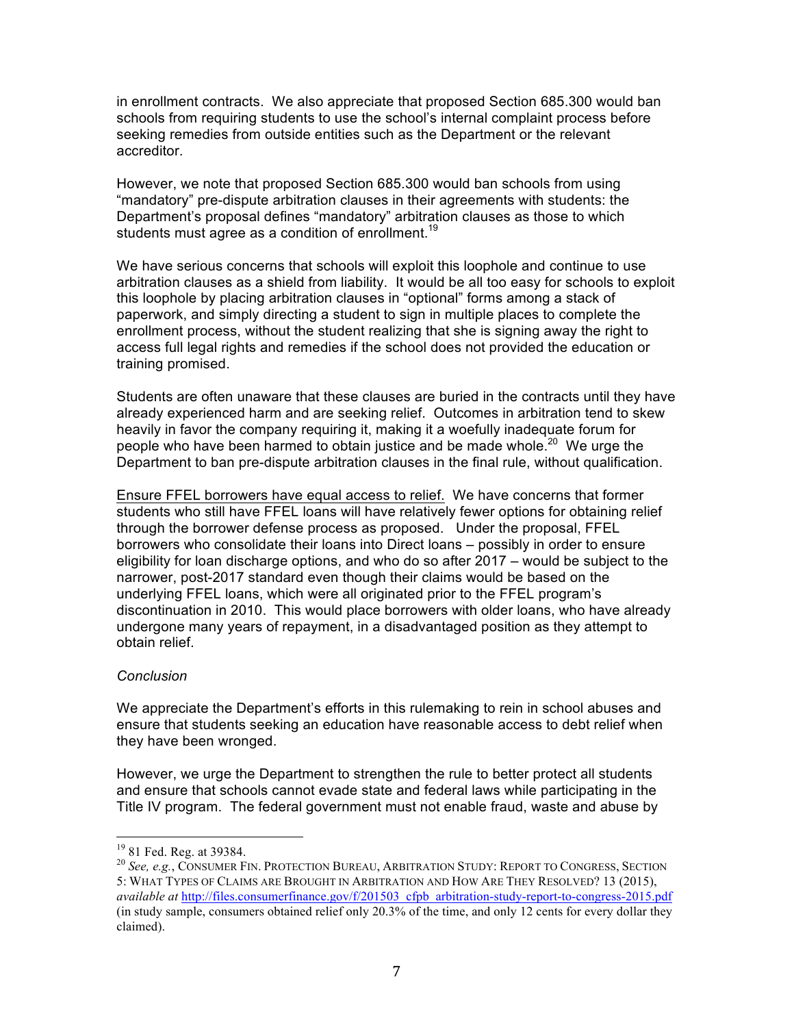in enrollment contracts. We also appreciate that proposed Section 685.300 would ban schools from requiring students to use the school's internal complaint process before seeking remedies from outside entities such as the Department or the relevant accreditor.

However, we note that proposed Section 685.300 would ban schools from using "mandatory" pre-dispute arbitration clauses in their agreements with students: the Department's proposal defines "mandatory" arbitration clauses as those to which students must agree as a condition of enrollment.[19]

We have serious concerns that schools will exploit this loophole and continue to use arbitration clauses as a shield from liability. It would be all too easy for schools to exploit this loophole by placing arbitration clauses in "optional" forms among a stack of paperwork, and simply directing a student to sign in multiple places to complete the enrollment process, without the student realizing that she is signing away the right to access full legal rights and remedies if the school does not provided the education or training promised.

Students are often unaware that these clauses are buried in the contracts until they have already experienced harm and are seeking relief. Outcomes in arbitration tend to skew heavily in favor the company requiring it, making it a woefully inadequate forum for people who have been harmed to obtain justice and be made whole.[20] We urge the Department to ban pre-dispute arbitration clauses in the final rule, without qualification.

<u>Ensure FFEL borrowers have equal access to relief.</u> We have concerns that former students who still have FFEL loans will have relatively fewer options for obtaining relief through the borrower defense process as proposed. Under the proposal, FFEL borrowers who consolidate their loans into Direct loans – possibly in order to ensure eligibility for loan discharge options, and who do so after 2017 – would be subject to the narrower, post-2017 standard even though their claims would be based on the underlying FFEL loans, which were all originated prior to the FFEL program's discontinuation in 2010. This would place borrowers with older loans, who have already undergone many years of repayment, in a disadvantaged position as they attempt to obtain relief.

*Conclusion*

We appreciate the Department's efforts in this rulemaking to rein in school abuses and ensure that students seeking an education have reasonable access to debt relief when they have been wronged.

However, we urge the Department to strengthen the rule to better protect all students and ensure that schools cannot evade state and federal laws while participating in the Title IV program. The federal government must not enable fraud, waste and abuse by

---

[19] 81 Fed. Reg. at 39384.

[20] *See, e.g.*, CONSUMER FIN. PROTECTION BUREAU, ARBITRATION STUDY: REPORT TO CONGRESS, SECTION 5: WHAT TYPES OF CLAIMS ARE BROUGHT IN ARBITRATION AND HOW ARE THEY RESOLVED? 13 (2015), *available at* http://files.consumerfinance.gov/f/201503_cfpb_arbitration-study-report-to-congress-2015.pdf (in study sample, consumers obtained relief only 20.3% of the time, and only 12 cents for every dollar they claimed).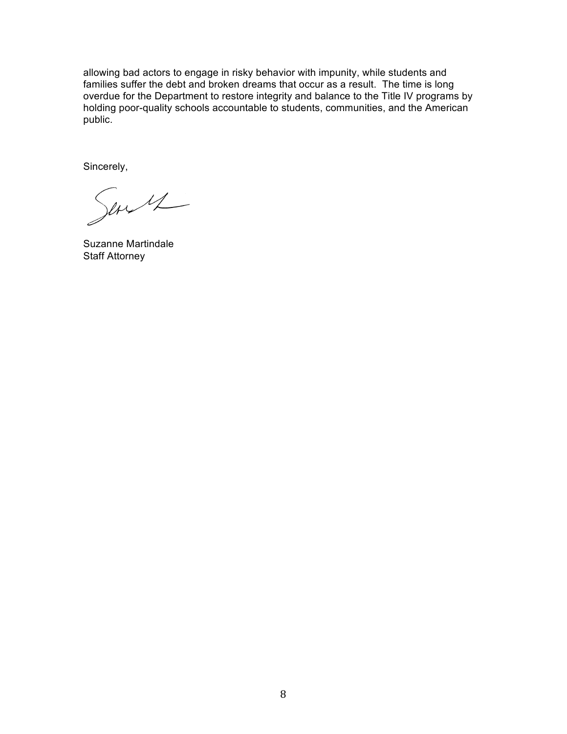allowing bad actors to engage in risky behavior with impunity, while students and families suffer the debt and broken dreams that occur as a result. The time is long overdue for the Department to restore integrity and balance to the Title IV programs by holding poor-quality schools accountable to students, communities, and the American public.

Sincerely,

Suzanne Martindale  
Staff Attorney